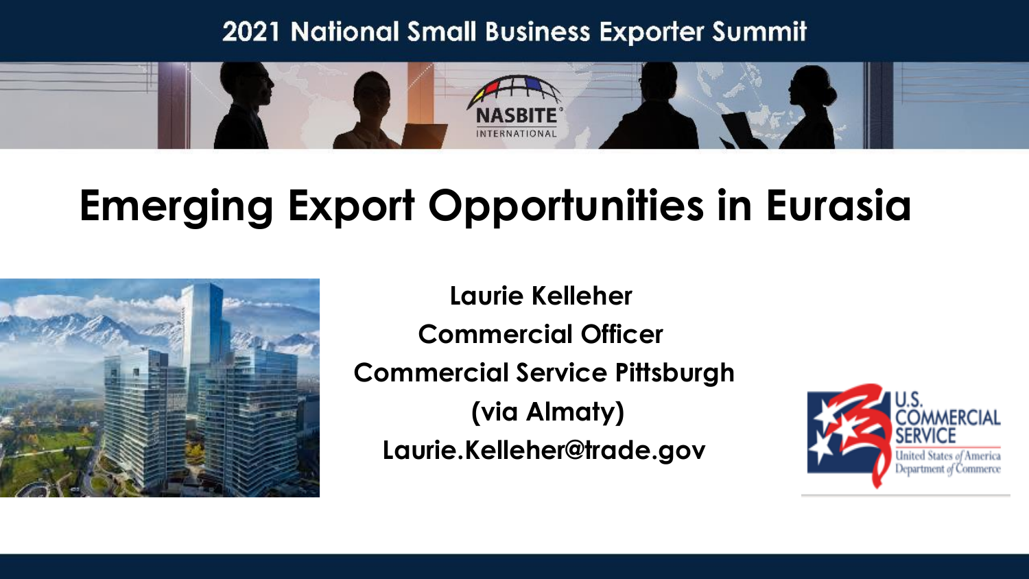2021 National Small Business Exporter Summit

# Emerging Export Opportunities in Eurasia

**Laurie Kelleher**
**Commercial Officer**
**Commercial Service Pittsburgh**
**(via Almaty)**
**Laurie.Kelleher@trade.gov**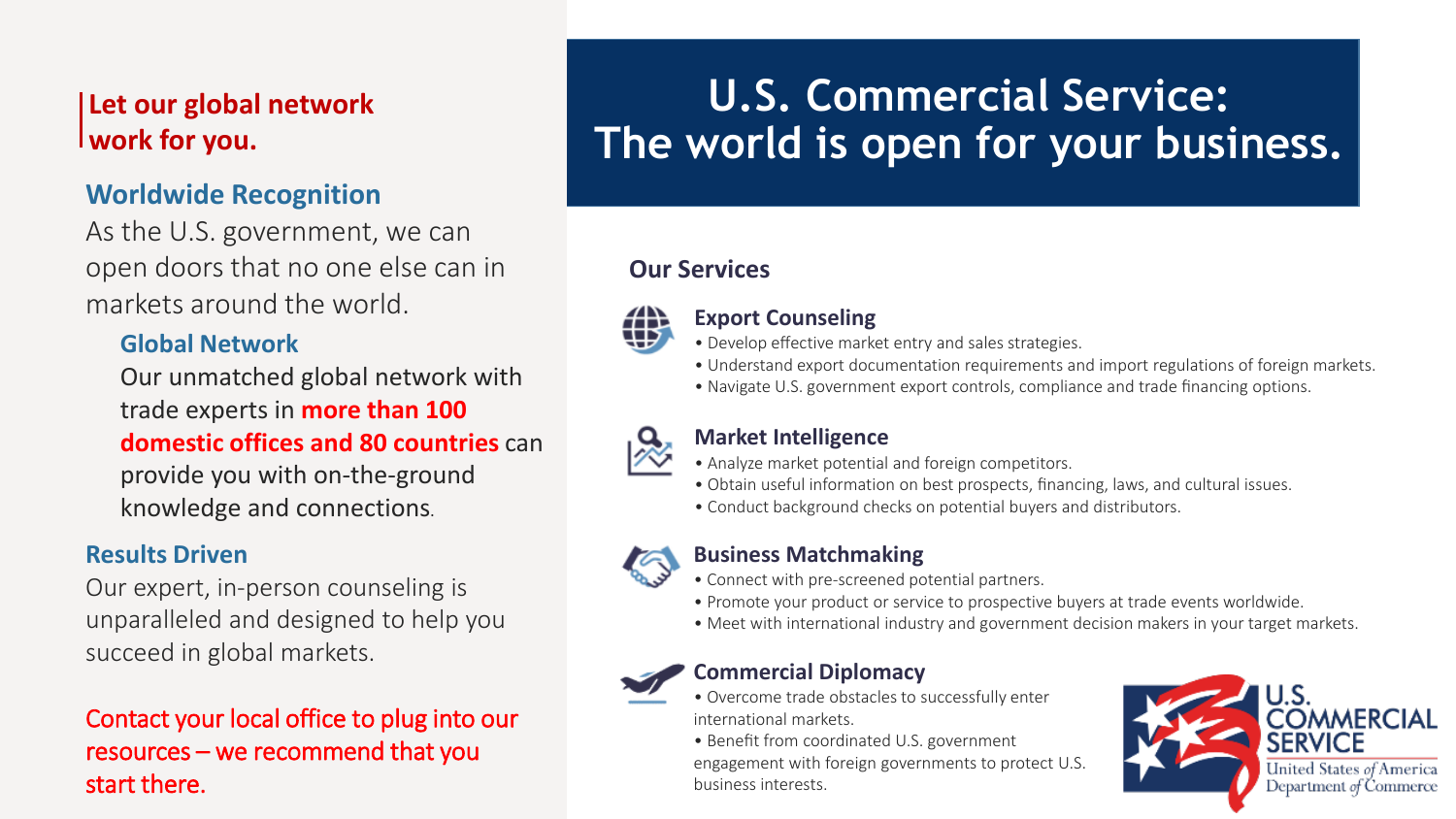# U.S. Commercial Service: The world is open for your business.

**Let our global network work for you.**

### Worldwide Recognition

As the U.S. government, we can open doors that no one else can in markets around the world.

#### Global Network

Our unmatched global network with trade experts in **more than 100 domestic offices and 80 countries** can provide you with on-the-ground knowledge and connections.

### Results Driven

Our expert, in-person counseling is unparalleled and designed to help you succeed in global markets.

Contact your local office to plug into our resources – we recommend that you start there.

## Our Services

### Export Counseling

- Develop effective market entry and sales strategies.
- Understand export documentation requirements and import regulations of foreign markets.
- Navigate U.S. government export controls, compliance and trade financing options.

### Market Intelligence

- Analyze market potential and foreign competitors.
- Obtain useful information on best prospects, financing, laws, and cultural issues.
- Conduct background checks on potential buyers and distributors.

### Business Matchmaking

- Connect with pre-screened potential partners.
- Promote your product or service to prospective buyers at trade events worldwide.
- Meet with international industry and government decision makers in your target markets.

### Commercial Diplomacy

- Overcome trade obstacles to successfully enter international markets.
- Benefit from coordinated U.S. government engagement with foreign governments to protect U.S. business interests.

U.S. COMMERCIAL SERVICE
United States of America Department of Commerce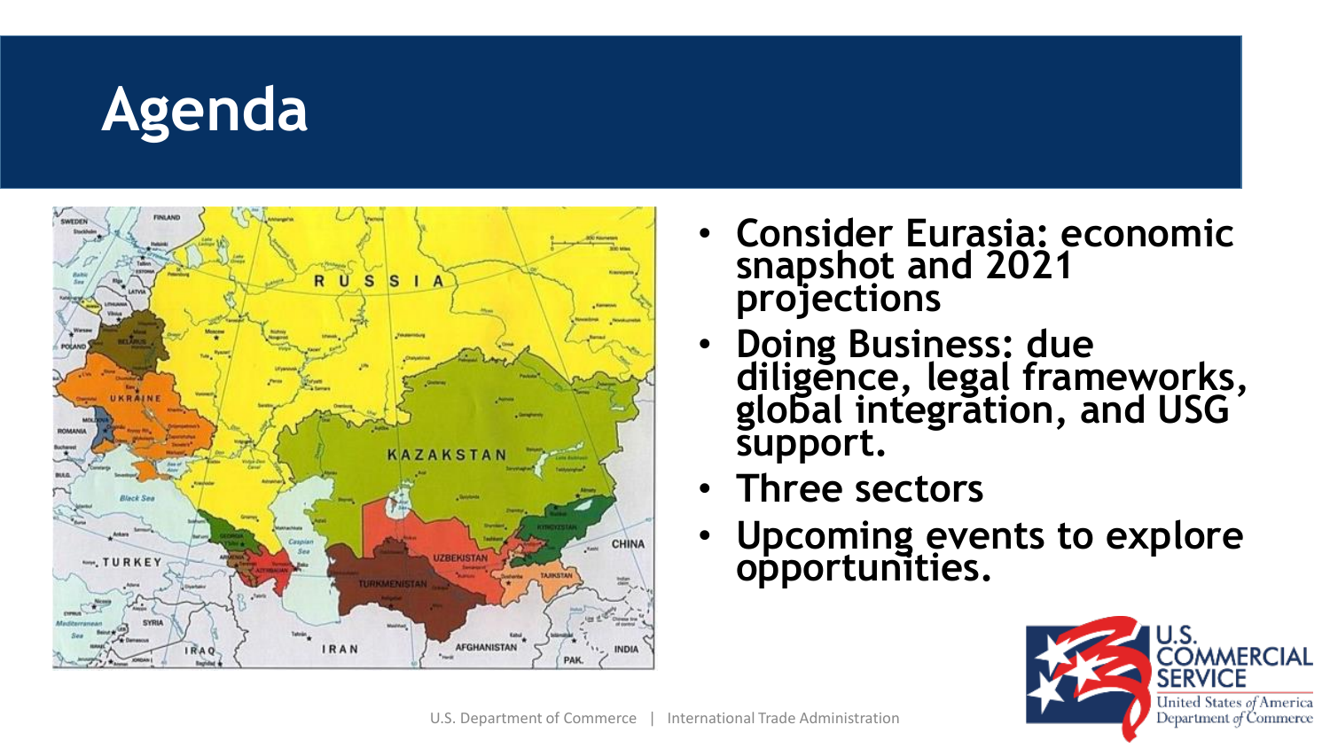# Agenda

- Consider Eurasia: economic snapshot and 2021 projections
- Doing Business: due diligence, legal frameworks, global integration, and USG support.
- Three sectors
- Upcoming events to explore opportunities.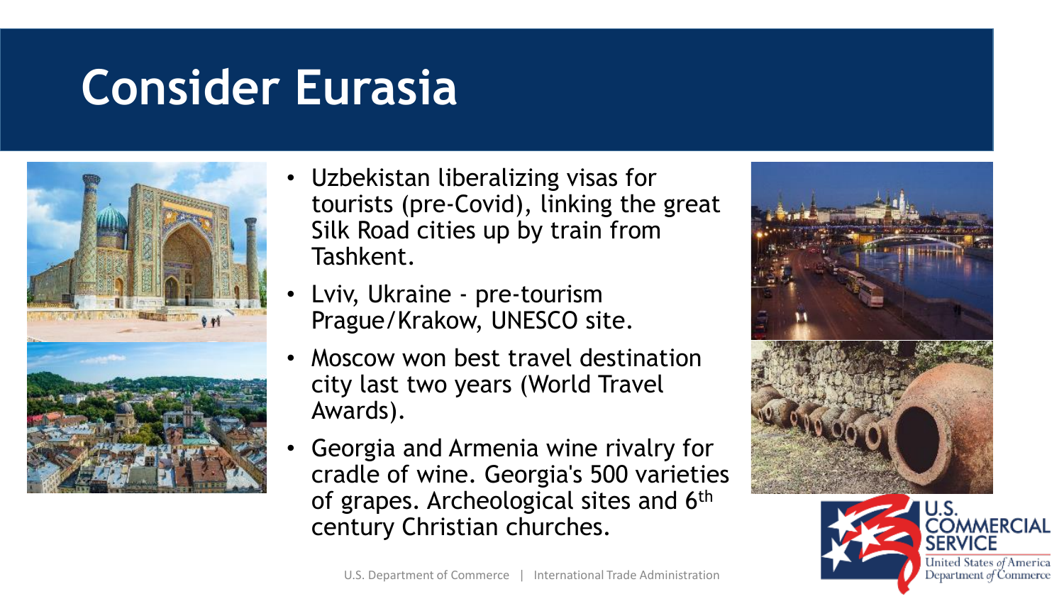# Consider Eurasia

- Uzbekistan liberalizing visas for tourists (pre-Covid), linking the great Silk Road cities up by train from Tashkent.
- Lviv, Ukraine - pre-tourism Prague/Krakow, UNESCO site.
- Moscow won best travel destination city last two years (World Travel Awards).
- Georgia and Armenia wine rivalry for cradle of wine. Georgia's 500 varieties of grapes. Archeological sites and 6th century Christian churches.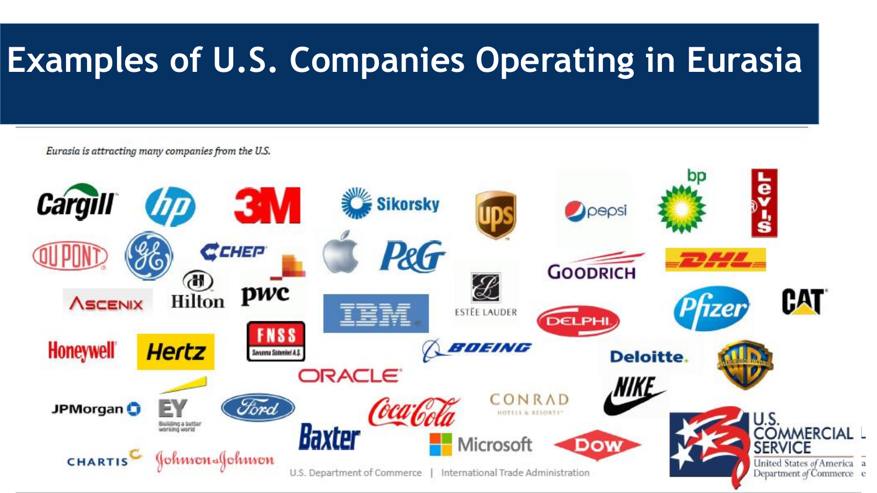# Examples of U.S. Companies Operating in Eurasia

*Eurasia is attracting many companies from the U.S.*

Cargill, hp, 3M, Sikorsky, UPS, pepsi, bp, Levi's, DuPont, GE, CHEP, Apple, P&G, Goodrich, DHL, Ascenix, Hilton, pwc, IBM, Estée Lauder, Delphi, Pfizer, CAT, Honeywell, Hertz, FNSS, Boeing, Deloitte., Warner Bros., Oracle, JPMorgan, EY, Ford, Coca-Cola, Conrad Hotels & Resorts, Nike, Baxter, Microsoft, Dow, Chartis, Johnson & Johnson

U.S. Department of Commerce | International Trade Administration

U.S. Commercial Service — United States of America Department of Commerce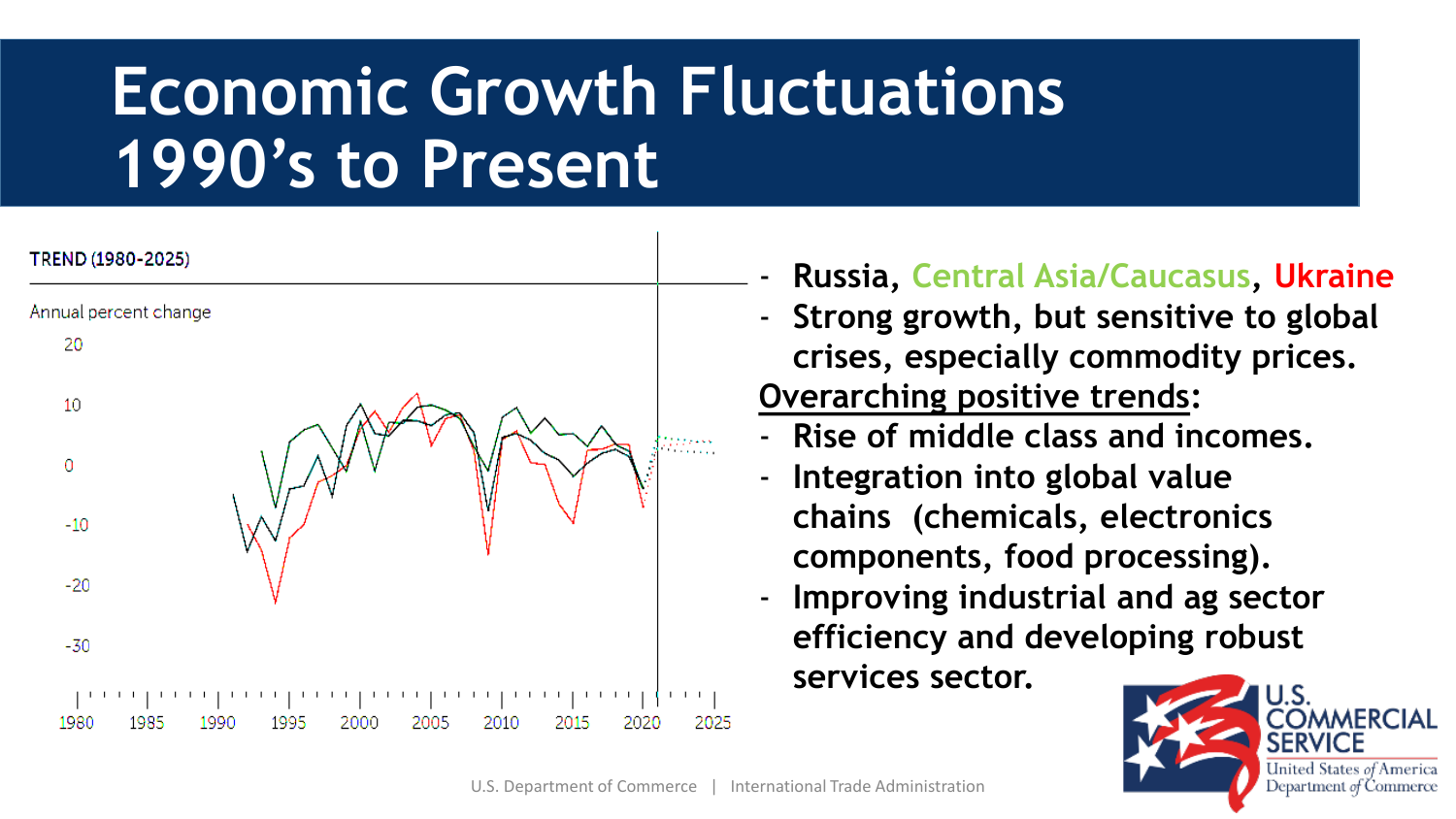# Economic Growth Fluctuations 1990's to Present

TREND (1980-2025)

Annual percent change

- Russia, Central Asia/Caucasus, Ukraine
- Strong growth, but sensitive to global crises, especially commodity prices.

**Overarching positive trends:**

- Rise of middle class and incomes.
- Integration into global value chains (chemicals, electronics components, food processing).
- Improving industrial and ag sector efficiency and developing robust services sector.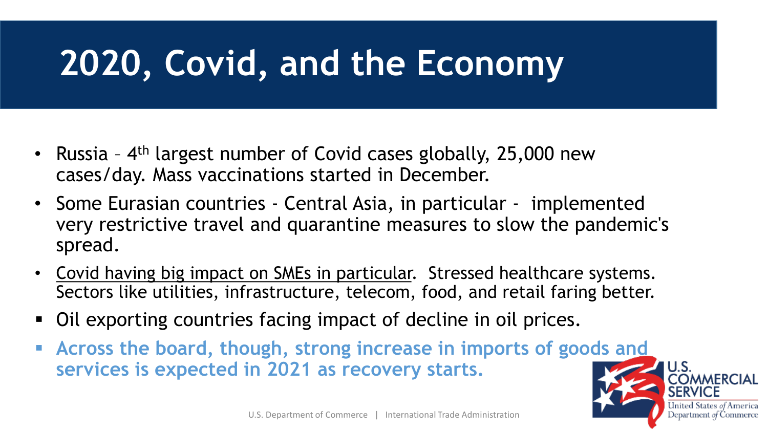# 2020, Covid, and the Economy

- Russia – 4th largest number of Covid cases globally, 25,000 new cases/day. Mass vaccinations started in December.
- Some Eurasian countries - Central Asia, in particular - implemented very restrictive travel and quarantine measures to slow the pandemic's spread.
- <u>Covid having big impact on SMEs in particular</u>. Stressed healthcare systems. Sectors like utilities, infrastructure, telecom, food, and retail faring better.
- Oil exporting countries facing impact of decline in oil prices.
- **Across the board, though, strong increase in imports of goods and services is expected in 2021 as recovery starts.**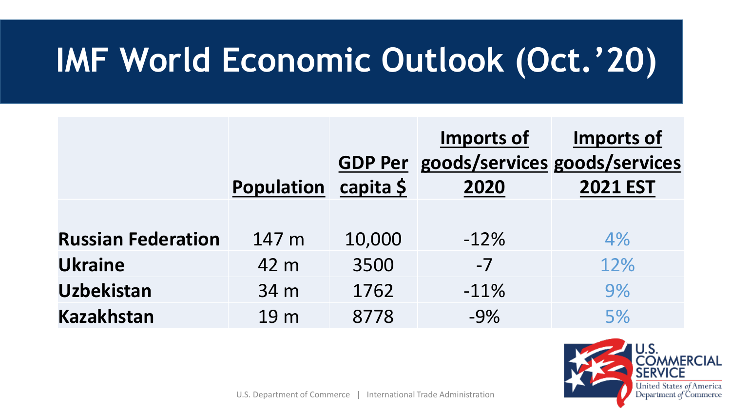# IMF World Economic Outlook (Oct.'20)

| | Population | GDP Per capita $ | Imports of goods/services 2020 | Imports of goods/services 2021 EST |
|---|---|---|---|---|
| **Russian Federation** | 147 m | 10,000 | -12% | 4% |
| **Ukraine** | 42 m | 3500 | -7 | 12% |
| **Uzbekistan** | 34 m | 1762 | -11% | 9% |
| **Kazakhstan** | 19 m | 8778 | -9% | 5% |

U.S. Department of Commerce | International Trade Administration

U.S. COMMERCIAL SERVICE
United States of America Department of Commerce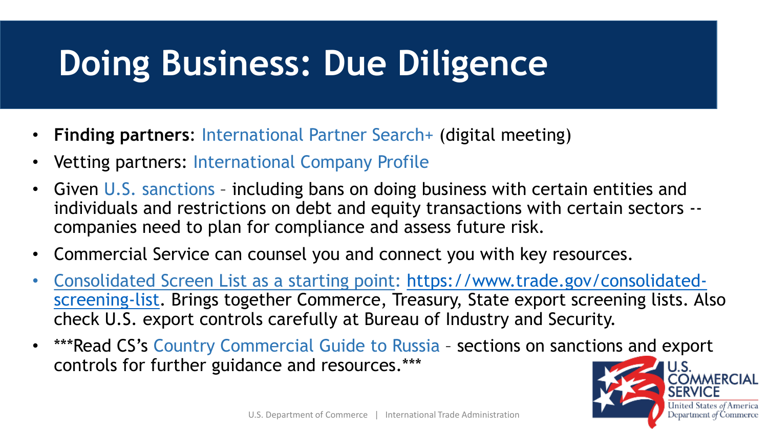# Doing Business: Due Diligence

- **Finding partners**: International Partner Search+ (digital meeting)
- Vetting partners: International Company Profile
- Given U.S. sanctions – including bans on doing business with certain entities and individuals and restrictions on debt and equity transactions with certain sectors -- companies need to plan for compliance and assess future risk.
- Commercial Service can counsel you and connect you with key resources.
- Consolidated Screen List as a starting point: https://www.trade.gov/consolidated-screening-list. Brings together Commerce, Treasury, State export screening lists. Also check U.S. export controls carefully at Bureau of Industry and Security.
- ***Read CS's Country Commercial Guide to Russia – sections on sanctions and export controls for further guidance and resources.***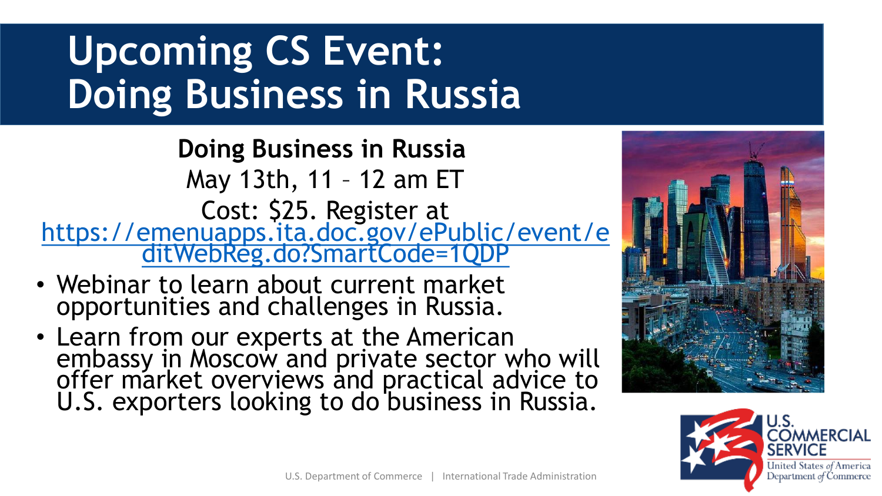# Upcoming CS Event: Doing Business in Russia

**Doing Business in Russia**

May 13th, 11 – 12 am ET

Cost: $25. Register at https://emenuapps.ita.doc.gov/ePublic/event/editWebReg.do?SmartCode=1QDP

- Webinar to learn about current market opportunities and challenges in Russia.
- Learn from our experts at the American embassy in Moscow and private sector who will offer market overviews and practical advice to U.S. exporters looking to do business in Russia.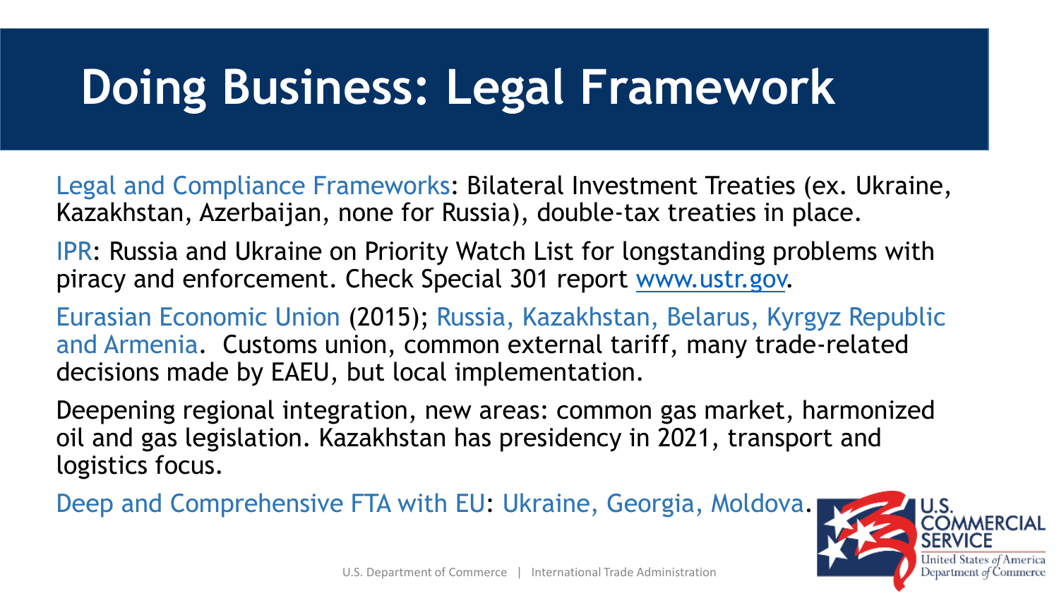# Doing Business: Legal Framework

Legal and Compliance Frameworks: Bilateral Investment Treaties (ex. Ukraine, Kazakhstan, Azerbaijan, none for Russia), double-tax treaties in place.

IPR: Russia and Ukraine on Priority Watch List for longstanding problems with piracy and enforcement. Check Special 301 report www.ustr.gov.

Eurasian Economic Union (2015); Russia, Kazakhstan, Belarus, Kyrgyz Republic and Armenia. Customs union, common external tariff, many trade-related decisions made by EAEU, but local implementation.

Deepening regional integration, new areas: common gas market, harmonized oil and gas legislation. Kazakhstan has presidency in 2021, transport and logistics focus.

Deep and Comprehensive FTA with EU: Ukraine, Georgia, Moldova.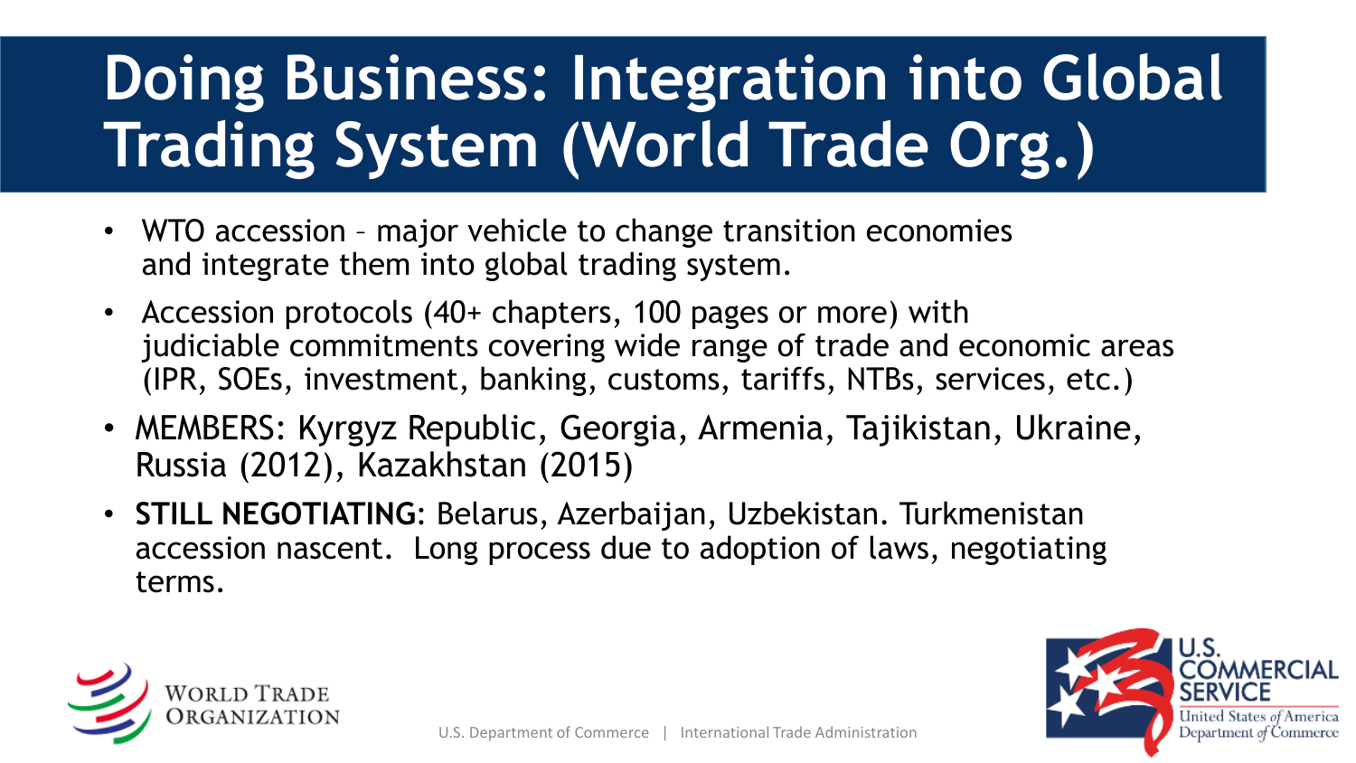# Doing Business: Integration into Global Trading System (World Trade Org.)

- WTO accession – major vehicle to change transition economies and integrate them into global trading system.
- Accession protocols (40+ chapters, 100 pages or more) with judiciable commitments covering wide range of trade and economic areas (IPR, SOEs, investment, banking, customs, tariffs, NTBs, services, etc.)
- MEMBERS: Kyrgyz Republic, Georgia, Armenia, Tajikistan, Ukraine, Russia (2012), Kazakhstan (2015)
- **STILL NEGOTIATING**: Belarus, Azerbaijan, Uzbekistan. Turkmenistan accession nascent. Long process due to adoption of laws, negotiating terms.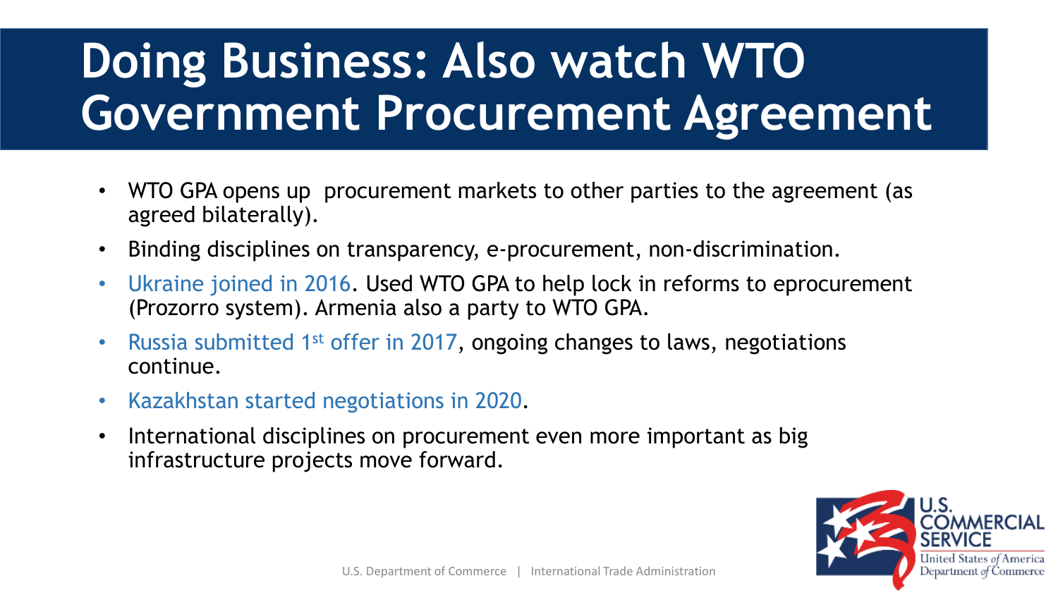# Doing Business: Also watch WTO Government Procurement Agreement

- WTO GPA opens up procurement markets to other parties to the agreement (as agreed bilaterally).
- Binding disciplines on transparency, e-procurement, non-discrimination.
- Ukraine joined in 2016. Used WTO GPA to help lock in reforms to eprocurement (Prozorro system). Armenia also a party to WTO GPA.
- Russia submitted 1st offer in 2017, ongoing changes to laws, negotiations continue.
- Kazakhstan started negotiations in 2020.
- International disciplines on procurement even more important as big infrastructure projects move forward.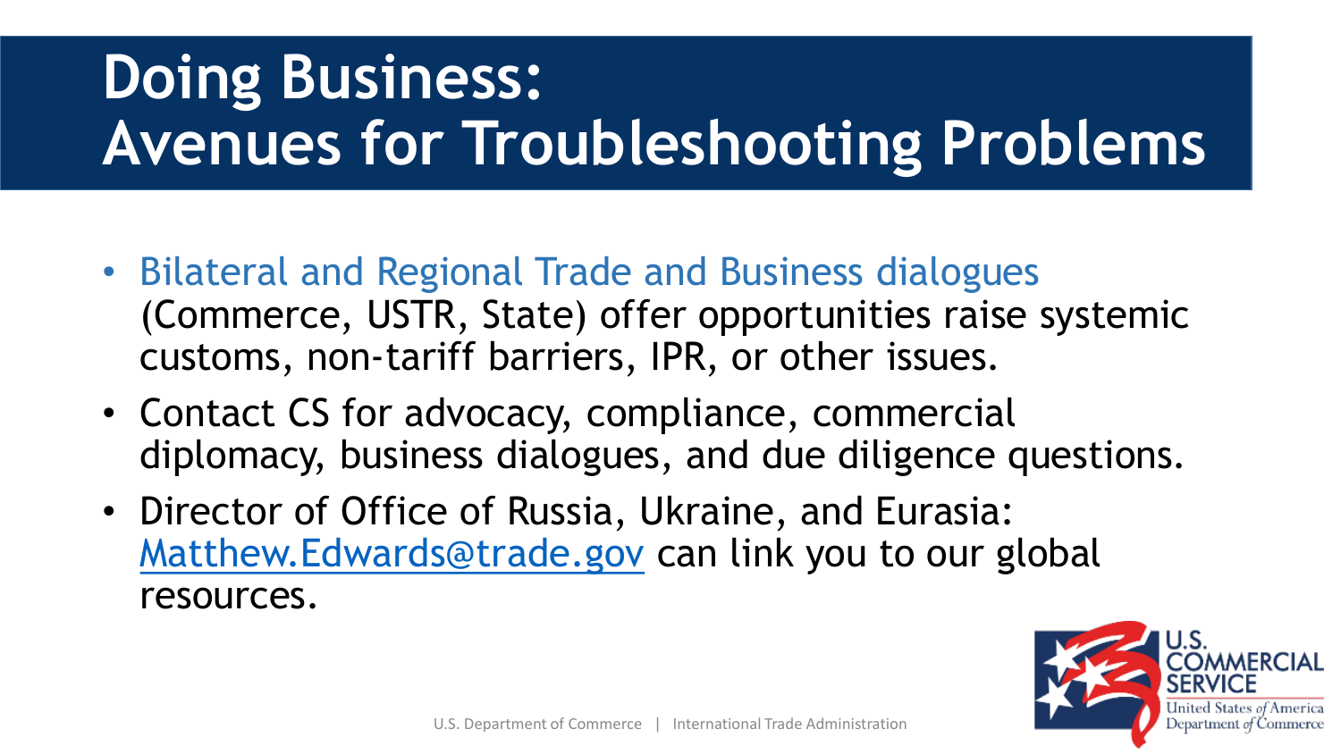# Doing Business: Avenues for Troubleshooting Problems

- Bilateral and Regional Trade and Business dialogues (Commerce, USTR, State) offer opportunities raise systemic customs, non-tariff barriers, IPR, or other issues.
- Contact CS for advocacy, compliance, commercial diplomacy, business dialogues, and due diligence questions.
- Director of Office of Russia, Ukraine, and Eurasia: Matthew.Edwards@trade.gov can link you to our global resources.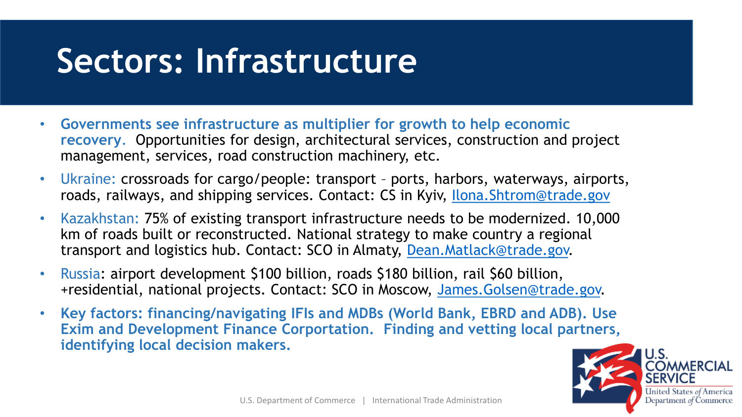# Sectors: Infrastructure

- **Governments see infrastructure as multiplier for growth to help economic recovery.** Opportunities for design, architectural services, construction and project management, services, road construction machinery, etc.
- Ukraine: crossroads for cargo/people: transport – ports, harbors, waterways, airports, roads, railways, and shipping services. Contact: CS in Kyiv, Ilona.Shtrom@trade.gov
- Kazakhstan: 75% of existing transport infrastructure needs to be modernized. 10,000 km of roads built or reconstructed. National strategy to make country a regional transport and logistics hub. Contact: SCO in Almaty, Dean.Matlack@trade.gov.
- Russia: airport development $100 billion, roads $180 billion, rail $60 billion, +residential, national projects. Contact: SCO in Moscow, James.Golsen@trade.gov.
- **Key factors: financing/navigating IFIs and MDBs (World Bank, EBRD and ADB). Use Exim and Development Finance Corportation. Finding and vetting local partners, identifying local decision makers.**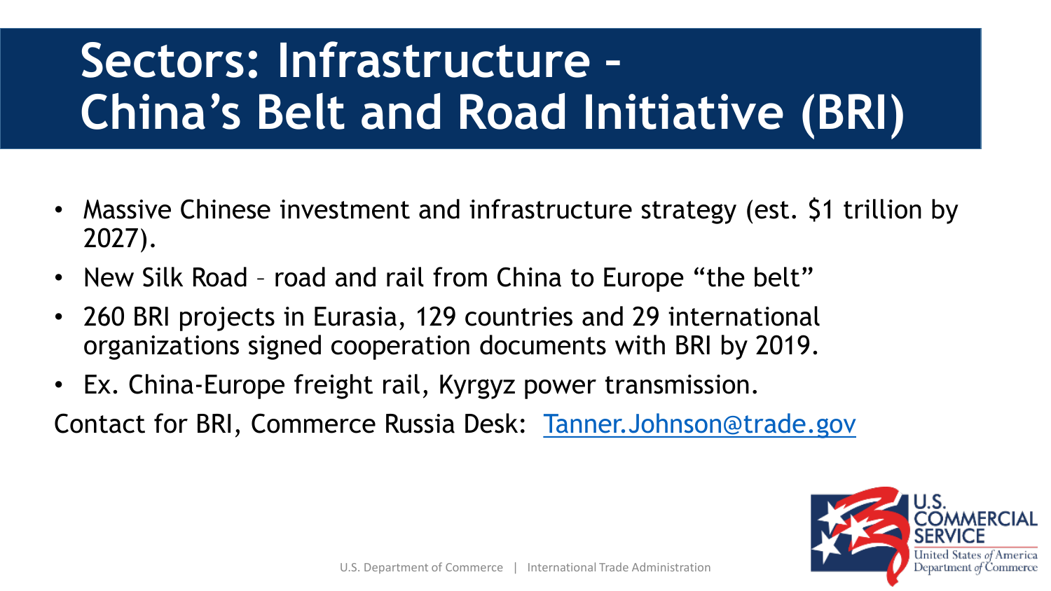# Sectors: Infrastructure – China's Belt and Road Initiative (BRI)

- Massive Chinese investment and infrastructure strategy (est. $1 trillion by 2027).
- New Silk Road – road and rail from China to Europe "the belt"
- 260 BRI projects in Eurasia, 129 countries and 29 international organizations signed cooperation documents with BRI by 2019.
- Ex. China-Europe freight rail, Kyrgyz power transmission.

Contact for BRI, Commerce Russia Desk: Tanner.Johnson@trade.gov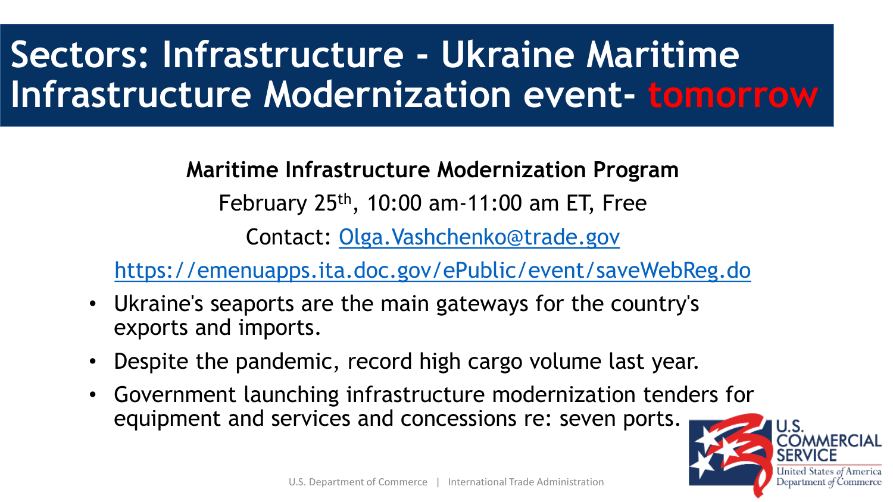# Sectors: Infrastructure - Ukraine Maritime Infrastructure Modernization event- tomorrow

**Maritime Infrastructure Modernization Program**

February 25th, 10:00 am-11:00 am ET, Free

Contact: Olga.Vashchenko@trade.gov

https://emenuapps.ita.doc.gov/ePublic/event/saveWebReg.do

- Ukraine's seaports are the main gateways for the country's exports and imports.
- Despite the pandemic, record high cargo volume last year.
- Government launching infrastructure modernization tenders for equipment and services and concessions re: seven ports.

U.S. COMMERCIAL SERVICE
United States of America Department of Commerce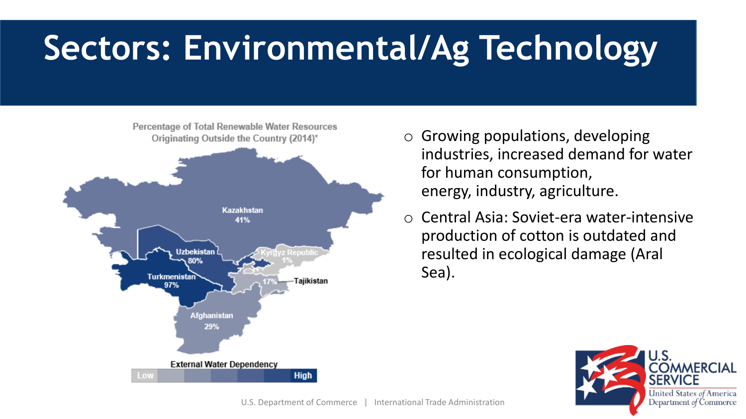# Sectors: Environmental/Ag Technology

Percentage of Total Renewable Water Resources Originating Outside the Country (2014)*

- Kazakhstan 41%
- Uzbekistan 80%
- Turkmenistan 97%
- Kyrgyz Republic 1%
- Tajikistan 17%
- Afghanistan 29%

External Water Dependency: Low — High

- Growing populations, developing industries, increased demand for water for human consumption, energy, industry, agriculture.
- Central Asia: Soviet-era water-intensive production of cotton is outdated and resulted in ecological damage (Aral Sea).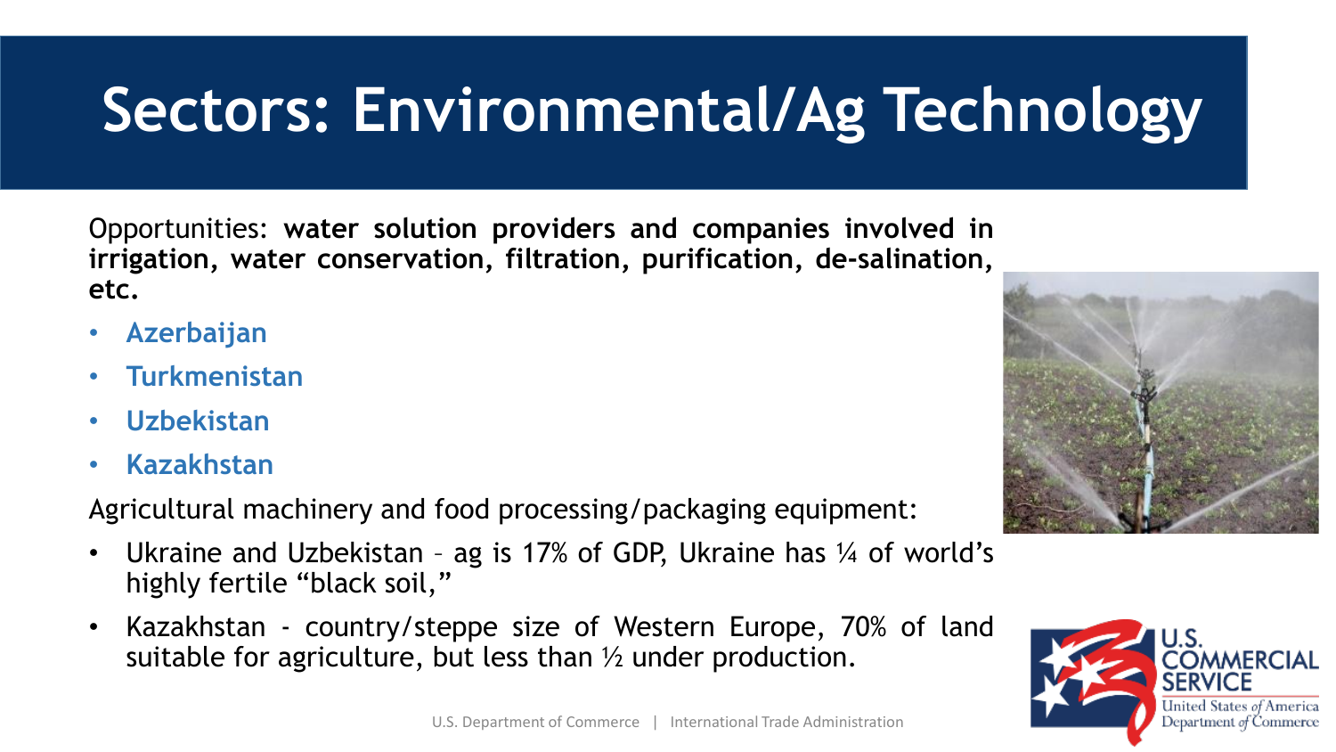# Sectors: Environmental/Ag Technology

Opportunities: **water solution providers and companies involved in irrigation, water conservation, filtration, purification, de-salination, etc.**

- **Azerbaijan**
- **Turkmenistan**
- **Uzbekistan**
- **Kazakhstan**

Agricultural machinery and food processing/packaging equipment:

- Ukraine and Uzbekistan – ag is 17% of GDP, Ukraine has ¼ of world's highly fertile "black soil,"
- Kazakhstan - country/steppe size of Western Europe, 70% of land suitable for agriculture, but less than ½ under production.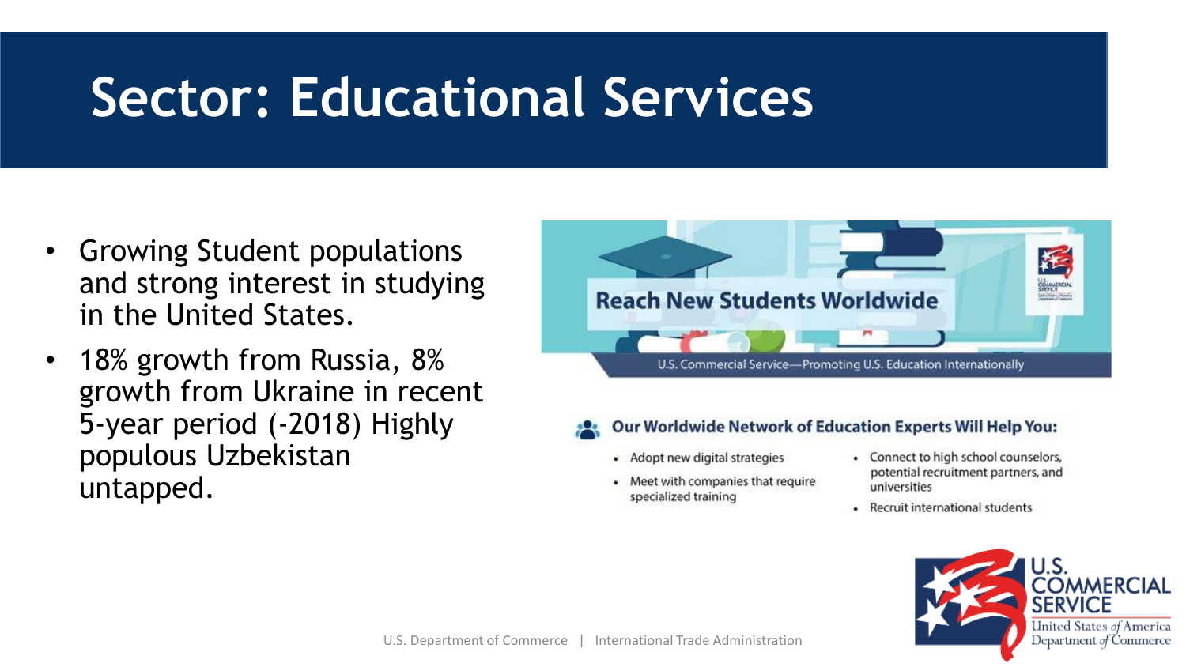# Sector: Educational Services

- Growing Student populations and strong interest in studying in the United States.
- 18% growth from Russia, 8% growth from Ukraine in recent 5-year period (-2018) Highly populous Uzbekistan untapped.

**Reach New Students Worldwide**

U.S. Commercial Service—Promoting U.S. Education Internationally

**Our Worldwide Network of Education Experts Will Help You:**

- Adopt new digital strategies
- Meet with companies that require specialized training
- Connect to high school counselors, potential recruitment partners, and universities
- Recruit international students

U.S. COMMERCIAL SERVICE
United States *of* America
Department *of* Commerce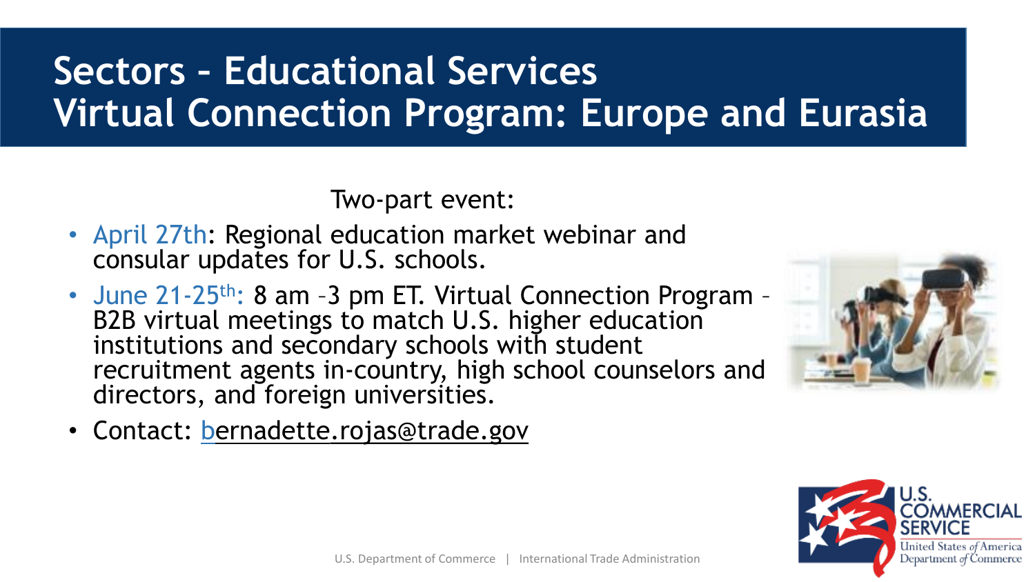# Sectors – Educational Services
# Virtual Connection Program: Europe and Eurasia

Two-part event:

- April 27th: Regional education market webinar and consular updates for U.S. schools.
- June 21-25th: 8 am –3 pm ET. Virtual Connection Program – B2B virtual meetings to match U.S. higher education institutions and secondary schools with student recruitment agents in-country, high school counselors and directors, and foreign universities.
- Contact: bernadette.rojas@trade.gov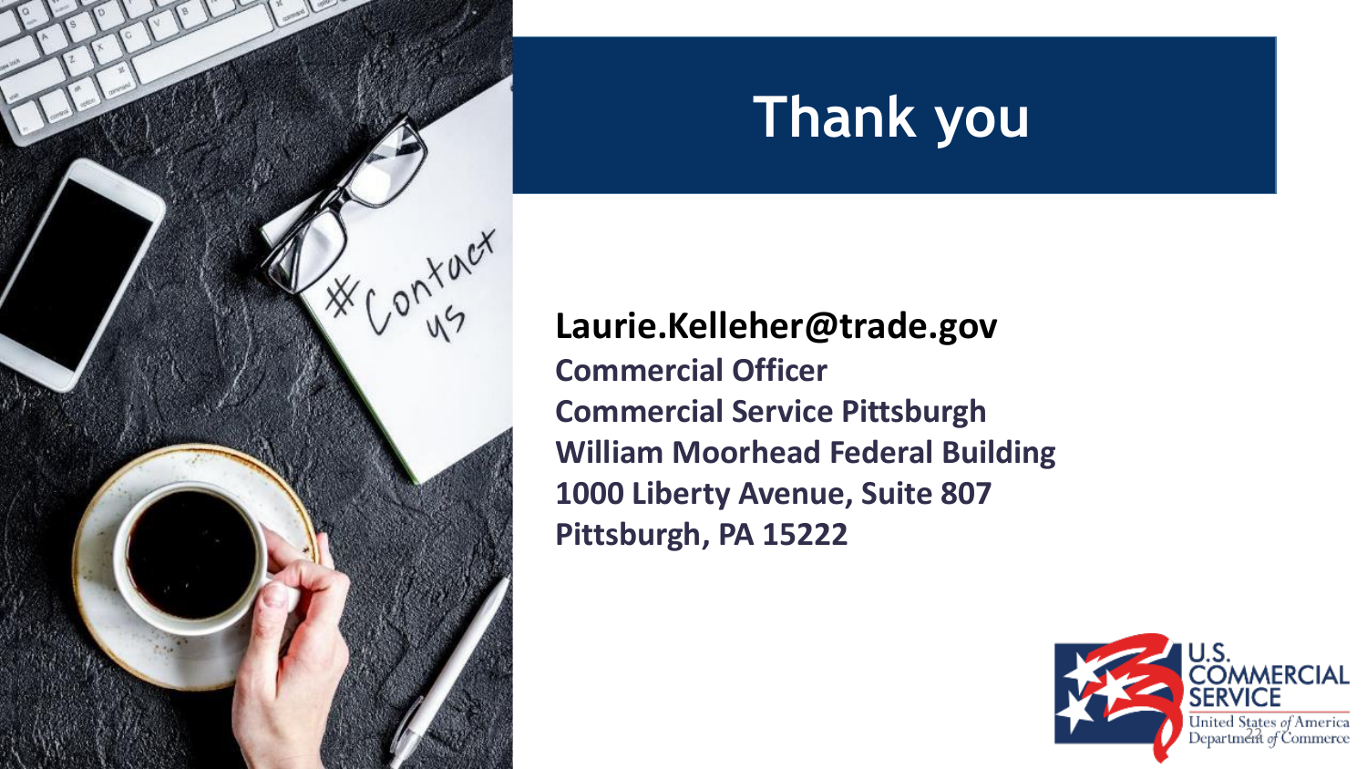# Thank you

**Laurie.Kelleher@trade.gov**
**Commercial Officer**
**Commercial Service Pittsburgh**
**William Moorhead Federal Building**
**1000 Liberty Avenue, Suite 807**
**Pittsburgh, PA 15222**